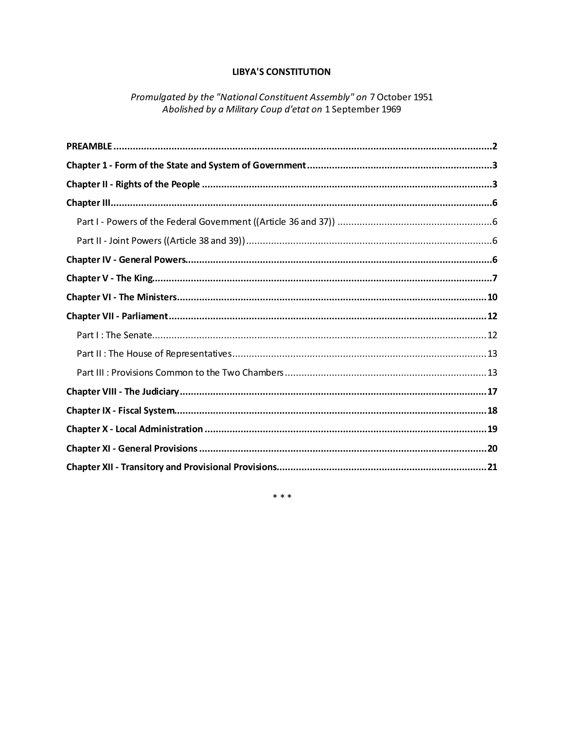# LIBYA'S CONSTITUTION

*Promulgated by the "National Constituent Assembly" on* 7 October 1951
*Abolished by a Military Coup d'etat on* 1 September 1969

**PREAMBLE** .......... **2**

**Chapter 1 - Form of the State and System of Government** .......... **3**

**Chapter II - Rights of the People** .......... **3**

**Chapter III** .......... **6**

- Part I - Powers of the Federal Government ((Article 36 and 37)) .......... 6
- Part II - Joint Powers ((Article 38 and 39)) .......... 6

**Chapter IV - General Powers** .......... **6**

**Chapter V - The King** .......... **7**

**Chapter VI - The Ministers** .......... **10**

**Chapter VII - Parliament** .......... **12**

- Part I : The Senate .......... 12
- Part II : The House of Representatives .......... 13
- Part III : Provisions Common to the Two Chambers .......... 13

**Chapter VIII - The Judiciary** .......... **17**

**Chapter IX - Fiscal System** .......... **18**

**Chapter X - Local Administration** .......... **19**

**Chapter XI - General Provisions** .......... **20**

**Chapter XII - Transitory and Provisional Provisions** .......... **21**

\* \* \*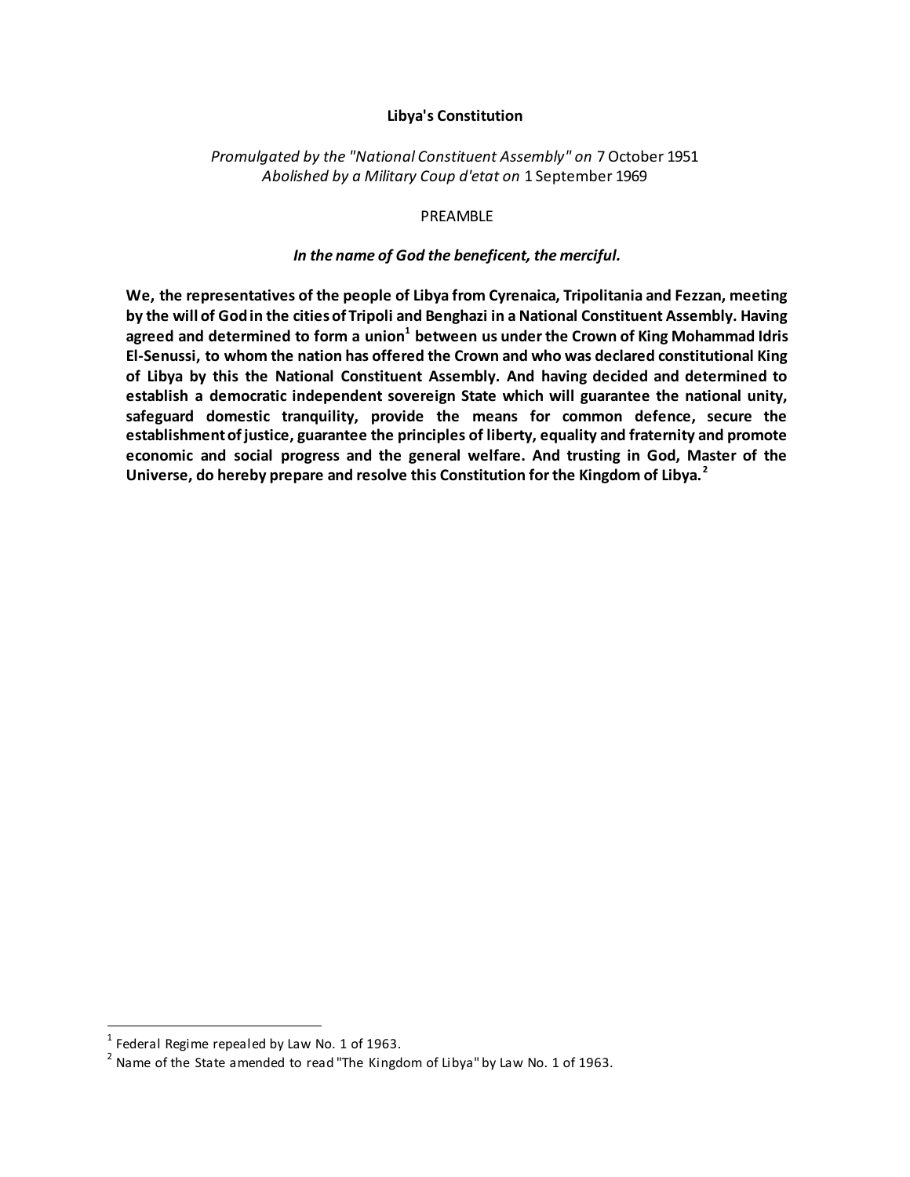# Libya's Constitution

*Promulgated by the "National Constituent Assembly" on* 7 October 1951
*Abolished by a Military Coup d'etat on* 1 September 1969

PREAMBLE

***In the name of God the beneficent, the merciful.***

**We, the representatives of the people of Libya from Cyrenaica, Tripolitania and Fezzan, meeting by the will of God in the cities of Tripoli and Benghazi in a National Constituent Assembly. Having agreed and determined to form a union[1] between us under the Crown of King Mohammad Idris El-Senussi, to whom the nation has offered the Crown and who was declared constitutional King of Libya by this the National Constituent Assembly. And having decided and determined to establish a democratic independent sovereign State which will guarantee the national unity, safeguard domestic tranquility, provide the means for common defence, secure the establishment of justice, guarantee the principles of liberty, equality and fraternity and promote economic and social progress and the general welfare. And trusting in God, Master of the Universe, do hereby prepare and resolve this Constitution for the Kingdom of Libya.[2]**

---

[1] Federal Regime repealed by Law No. 1 of 1963.

[2] Name of the State amended to read "The Kingdom of Libya" by Law No. 1 of 1963.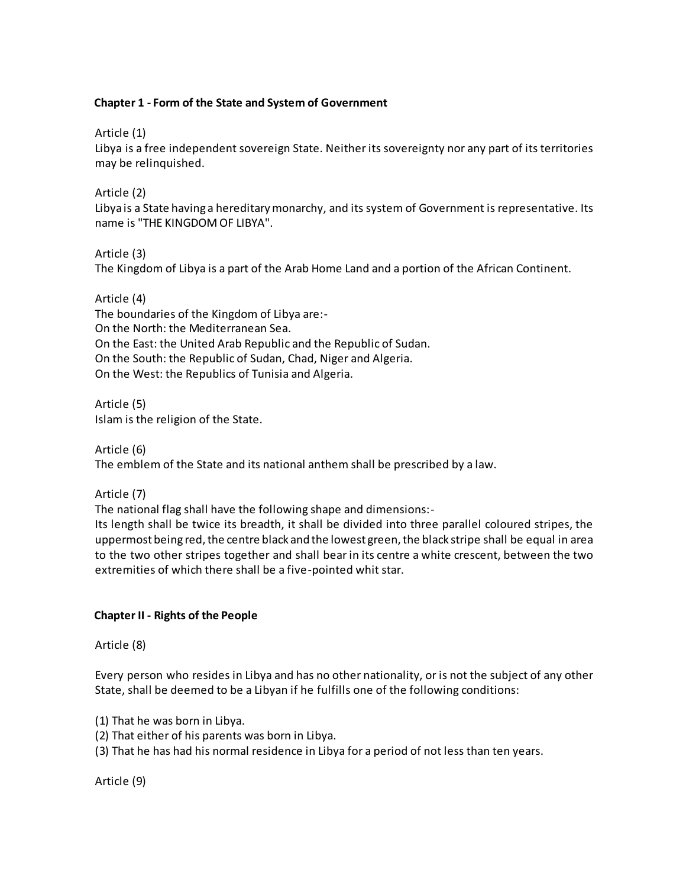## Chapter 1 - Form of the State and System of Government

Article (1)
Libya is a free independent sovereign State. Neither its sovereignty nor any part of its territories may be relinquished.

Article (2)
Libya is a State having a hereditary monarchy, and its system of Government is representative. Its name is "THE KINGDOM OF LIBYA".

Article (3)
The Kingdom of Libya is a part of the Arab Home Land and a portion of the African Continent.

Article (4)
The boundaries of the Kingdom of Libya are:-
On the North: the Mediterranean Sea.
On the East: the United Arab Republic and the Republic of Sudan.
On the South: the Republic of Sudan, Chad, Niger and Algeria.
On the West: the Republics of Tunisia and Algeria.

Article (5)
Islam is the religion of the State.

Article (6)
The emblem of the State and its national anthem shall be prescribed by a law.

Article (7)
The national flag shall have the following shape and dimensions:-
Its length shall be twice its breadth, it shall be divided into three parallel coloured stripes, the uppermost being red, the centre black and the lowest green, the black stripe shall be equal in area to the two other stripes together and shall bear in its centre a white crescent, between the two extremities of which there shall be a five-pointed whit star.

## Chapter II - Rights of the People

Article (8)

Every person who resides in Libya and has no other nationality, or is not the subject of any other State, shall be deemed to be a Libyan if he fulfills one of the following conditions:

(1) That he was born in Libya.
(2) That either of his parents was born in Libya.
(3) That he has had his normal residence in Libya for a period of not less than ten years.

Article (9)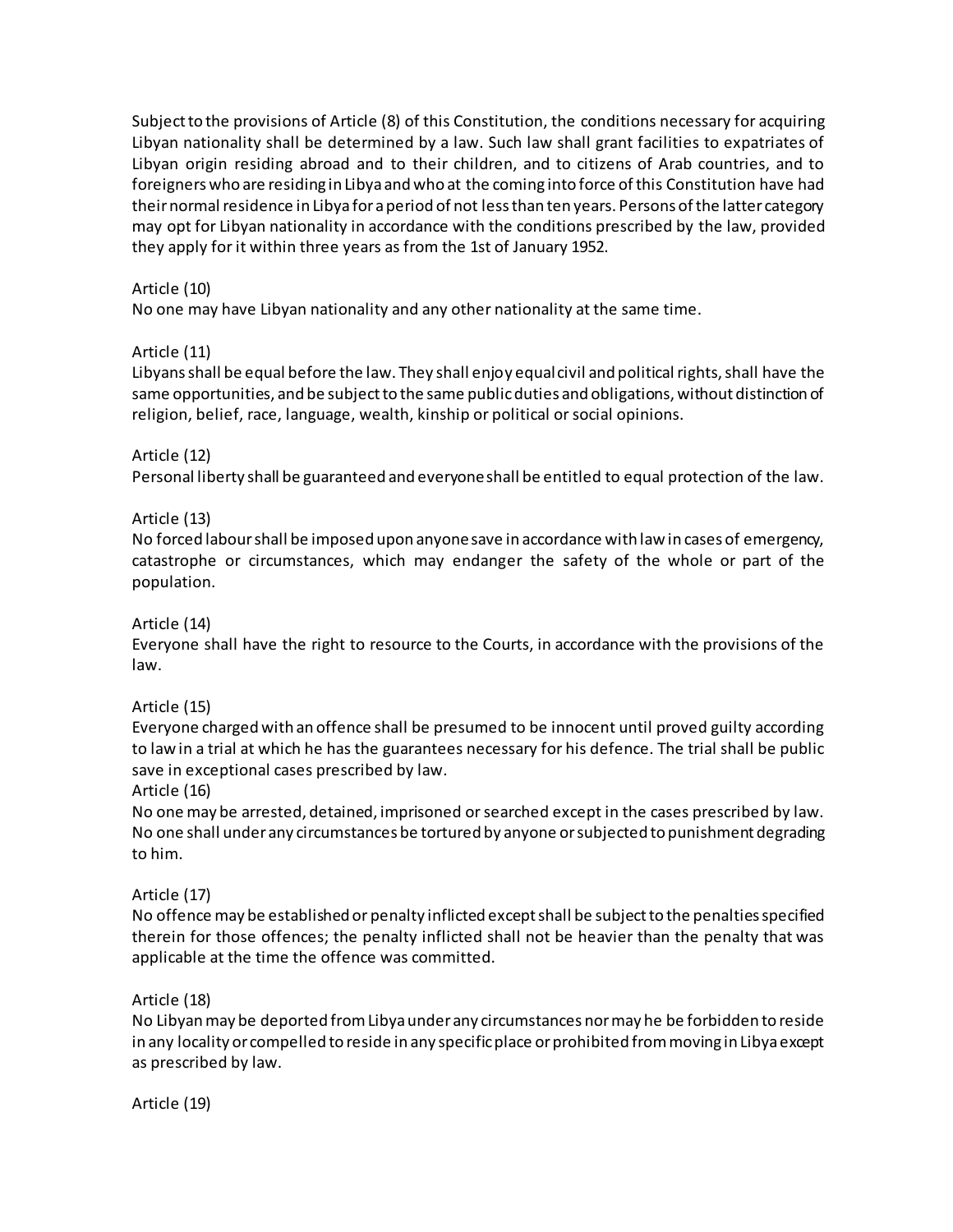Subject to the provisions of Article (8) of this Constitution, the conditions necessary for acquiring Libyan nationality shall be determined by a law. Such law shall grant facilities to expatriates of Libyan origin residing abroad and to their children, and to citizens of Arab countries, and to foreigners who are residing in Libya and who at the coming into force of this Constitution have had their normal residence in Libya for a period of not less than ten years. Persons of the latter category may opt for Libyan nationality in accordance with the conditions prescribed by the law, provided they apply for it within three years as from the 1st of January 1952.

Article (10)
No one may have Libyan nationality and any other nationality at the same time.

Article (11)
Libyans shall be equal before the law. They shall enjoy equal civil and political rights, shall have the same opportunities, and be subject to the same public duties and obligations, without distinction of religion, belief, race, language, wealth, kinship or political or social opinions.

Article (12)
Personal liberty shall be guaranteed and everyone shall be entitled to equal protection of the law.

Article (13)
No forced labour shall be imposed upon anyone save in accordance with law in cases of emergency, catastrophe or circumstances, which may endanger the safety of the whole or part of the population.

Article (14)
Everyone shall have the right to resource to the Courts, in accordance with the provisions of the law.

Article (15)
Everyone charged with an offence shall be presumed to be innocent until proved guilty according to law in a trial at which he has the guarantees necessary for his defence. The trial shall be public save in exceptional cases prescribed by law.

Article (16)
No one may be arrested, detained, imprisoned or searched except in the cases prescribed by law. No one shall under any circumstances be tortured by anyone or subjected to punishment degrading to him.

Article (17)
No offence may be established or penalty inflicted except shall be subject to the penalties specified therein for those offences; the penalty inflicted shall not be heavier than the penalty that was applicable at the time the offence was committed.

Article (18)
No Libyan may be deported from Libya under any circumstances nor may he be forbidden to reside in any locality or compelled to reside in any specific place or prohibited from moving in Libya except as prescribed by law.

Article (19)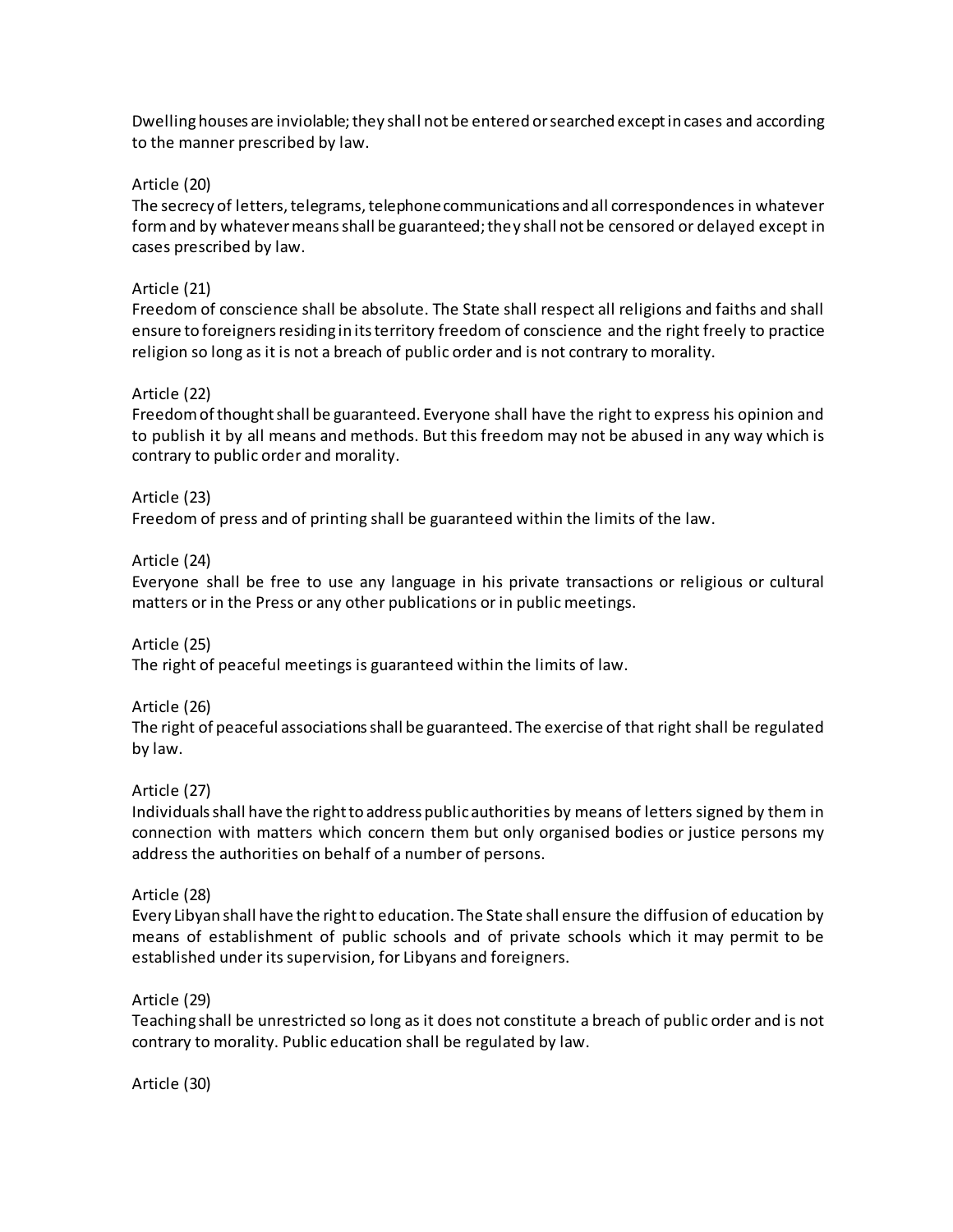Dwelling houses are inviolable; they shall not be entered or searched except in cases and according to the manner prescribed by law.

Article (20)
The secrecy of letters, telegrams, telephone communications and all correspondences in whatever form and by whatever means shall be guaranteed; they shall not be censored or delayed except in cases prescribed by law.

Article (21)
Freedom of conscience shall be absolute. The State shall respect all religions and faiths and shall ensure to foreigners residing in its territory freedom of conscience and the right freely to practice religion so long as it is not a breach of public order and is not contrary to morality.

Article (22)
Freedom of thought shall be guaranteed. Everyone shall have the right to express his opinion and to publish it by all means and methods. But this freedom may not be abused in any way which is contrary to public order and morality.

Article (23)
Freedom of press and of printing shall be guaranteed within the limits of the law.

Article (24)
Everyone shall be free to use any language in his private transactions or religious or cultural matters or in the Press or any other publications or in public meetings.

Article (25)
The right of peaceful meetings is guaranteed within the limits of law.

Article (26)
The right of peaceful associations shall be guaranteed. The exercise of that right shall be regulated by law.

Article (27)
Individuals shall have the right to address public authorities by means of letters signed by them in connection with matters which concern them but only organised bodies or justice persons my address the authorities on behalf of a number of persons.

Article (28)
Every Libyan shall have the right to education. The State shall ensure the diffusion of education by means of establishment of public schools and of private schools which it may permit to be established under its supervision, for Libyans and foreigners.

Article (29)
Teaching shall be unrestricted so long as it does not constitute a breach of public order and is not contrary to morality. Public education shall be regulated by law.

Article (30)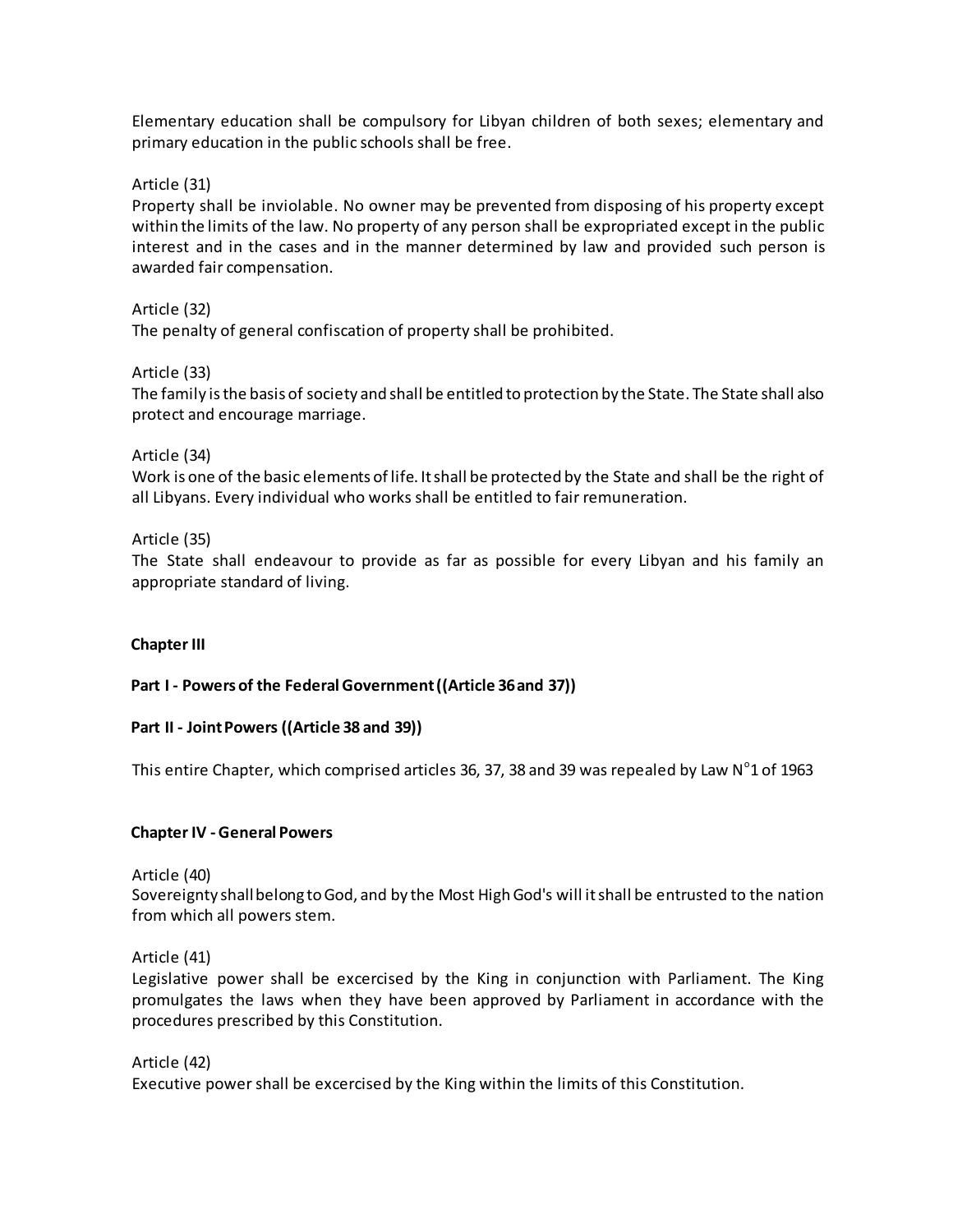Elementary education shall be compulsory for Libyan children of both sexes; elementary and primary education in the public schools shall be free.

Article (31)
Property shall be inviolable. No owner may be prevented from disposing of his property except within the limits of the law. No property of any person shall be expropriated except in the public interest and in the cases and in the manner determined by law and provided such person is awarded fair compensation.

Article (32)
The penalty of general confiscation of property shall be prohibited.

Article (33)
The family is the basis of society and shall be entitled to protection by the State. The State shall also protect and encourage marriage.

Article (34)
Work is one of the basic elements of life. It shall be protected by the State and shall be the right of all Libyans. Every individual who works shall be entitled to fair remuneration.

Article (35)
The State shall endeavour to provide as far as possible for every Libyan and his family an appropriate standard of living.

## Chapter III

### Part I - Powers of the Federal Government ((Article 36 and 37))

### Part II - Joint Powers ((Article 38 and 39))

This entire Chapter, which comprised articles 36, 37, 38 and 39 was repealed by Law N°1 of 1963

## Chapter IV - General Powers

Article (40)
Sovereignty shall belong to God, and by the Most High God's will it shall be entrusted to the nation from which all powers stem.

Article (41)
Legislative power shall be excercised by the King in conjunction with Parliament. The King promulgates the laws when they have been approved by Parliament in accordance with the procedures prescribed by this Constitution.

Article (42)
Executive power shall be excercised by the King within the limits of this Constitution.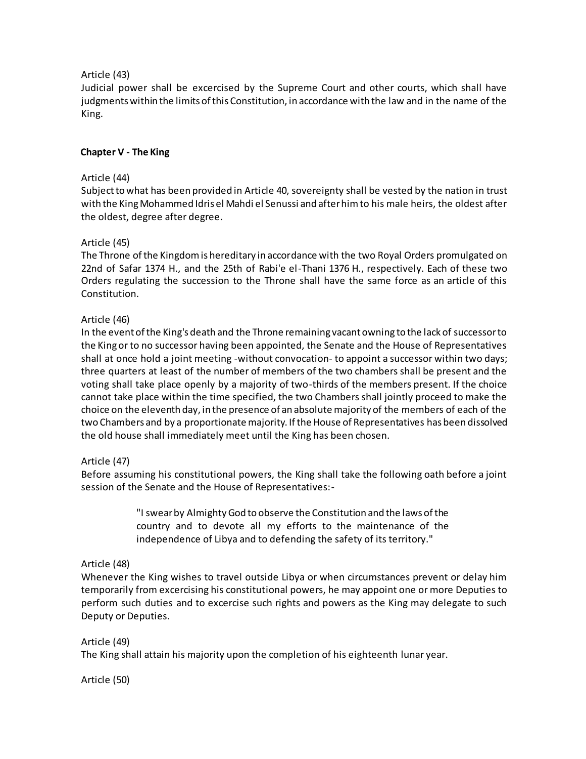Article (43)
Judicial power shall be excercised by the Supreme Court and other courts, which shall have judgments within the limits of this Constitution, in accordance with the law and in the name of the King.

## Chapter V - The King

Article (44)
Subject to what has been provided in Article 40, sovereignty shall be vested by the nation in trust with the King Mohammed Idris el Mahdi el Senussi and after him to his male heirs, the oldest after the oldest, degree after degree.

Article (45)
The Throne of the Kingdom is hereditary in accordance with the two Royal Orders promulgated on 22nd of Safar 1374 H., and the 25th of Rabi'e el-Thani 1376 H., respectively. Each of these two Orders regulating the succession to the Throne shall have the same force as an article of this Constitution.

Article (46)
In the event of the King's death and the Throne remaining vacant owning to the lack of successor to the King or to no successor having been appointed, the Senate and the House of Representatives shall at once hold a joint meeting -without convocation- to appoint a successor within two days; three quarters at least of the number of members of the two chambers shall be present and the voting shall take place openly by a majority of two-thirds of the members present. If the choice cannot take place within the time specified, the two Chambers shall jointly proceed to make the choice on the eleventh day, in the presence of an absolute majority of the members of each of the two Chambers and by a proportionate majority. If the House of Representatives has been dissolved the old house shall immediately meet until the King has been chosen.

Article (47)
Before assuming his constitutional powers, the King shall take the following oath before a joint session of the Senate and the House of Representatives:-

> "I swear by Almighty God to observe the Constitution and the laws of the country and to devote all my efforts to the maintenance of the independence of Libya and to defending the safety of its territory."

Article (48)
Whenever the King wishes to travel outside Libya or when circumstances prevent or delay him temporarily from excercising his constitutional powers, he may appoint one or more Deputies to perform such duties and to excercise such rights and powers as the King may delegate to such Deputy or Deputies.

Article (49)
The King shall attain his majority upon the completion of his eighteenth lunar year.

Article (50)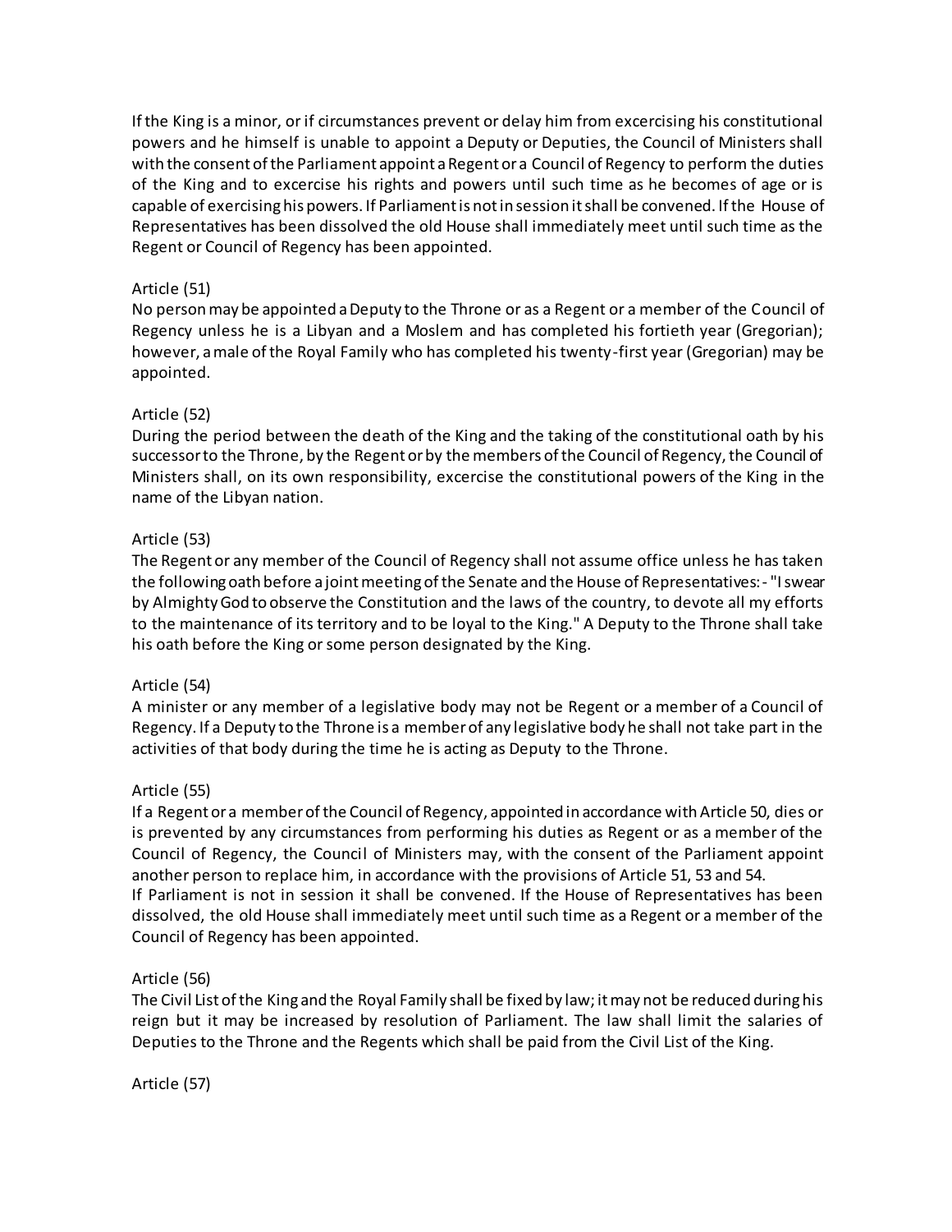If the King is a minor, or if circumstances prevent or delay him from excercising his constitutional powers and he himself is unable to appoint a Deputy or Deputies, the Council of Ministers shall with the consent of the Parliament appoint a Regent or a Council of Regency to perform the duties of the King and to excercise his rights and powers until such time as he becomes of age or is capable of exercising his powers. If Parliament is not in session it shall be convened. If the House of Representatives has been dissolved the old House shall immediately meet until such time as the Regent or Council of Regency has been appointed.

Article (51)
No person may be appointed a Deputy to the Throne or as a Regent or a member of the Council of Regency unless he is a Libyan and a Moslem and has completed his fortieth year (Gregorian); however, a male of the Royal Family who has completed his twenty-first year (Gregorian) may be appointed.

Article (52)
During the period between the death of the King and the taking of the constitutional oath by his successor to the Throne, by the Regent or by the members of the Council of Regency, the Council of Ministers shall, on its own responsibility, excercise the constitutional powers of the King in the name of the Libyan nation.

Article (53)
The Regent or any member of the Council of Regency shall not assume office unless he has taken the following oath before a joint meeting of the Senate and the House of Representatives:- "I swear by Almighty God to observe the Constitution and the laws of the country, to devote all my efforts to the maintenance of its territory and to be loyal to the King." A Deputy to the Throne shall take his oath before the King or some person designated by the King.

Article (54)
A minister or any member of a legislative body may not be Regent or a member of a Council of Regency. If a Deputy to the Throne is a member of any legislative body he shall not take part in the activities of that body during the time he is acting as Deputy to the Throne.

Article (55)
If a Regent or a member of the Council of Regency, appointed in accordance with Article 50, dies or is prevented by any circumstances from performing his duties as Regent or as a member of the Council of Regency, the Council of Ministers may, with the consent of the Parliament appoint another person to replace him, in accordance with the provisions of Article 51, 53 and 54.
If Parliament is not in session it shall be convened. If the House of Representatives has been dissolved, the old House shall immediately meet until such time as a Regent or a member of the Council of Regency has been appointed.

Article (56)
The Civil List of the King and the Royal Family shall be fixed by law; it may not be reduced during his reign but it may be increased by resolution of Parliament. The law shall limit the salaries of Deputies to the Throne and the Regents which shall be paid from the Civil List of the King.

Article (57)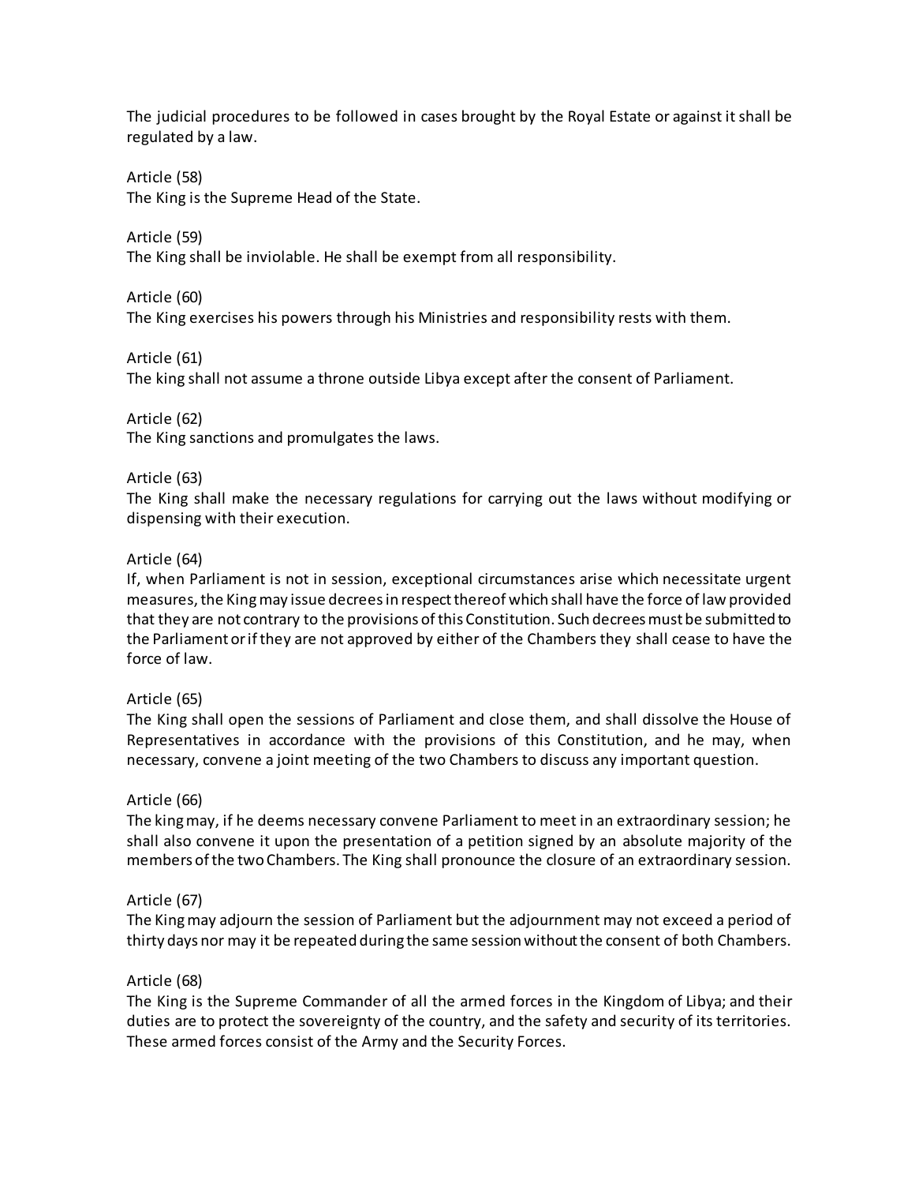The judicial procedures to be followed in cases brought by the Royal Estate or against it shall be regulated by a law.

Article (58)
The King is the Supreme Head of the State.

Article (59)
The King shall be inviolable. He shall be exempt from all responsibility.

Article (60)
The King exercises his powers through his Ministries and responsibility rests with them.

Article (61)
The king shall not assume a throne outside Libya except after the consent of Parliament.

Article (62)
The King sanctions and promulgates the laws.

Article (63)
The King shall make the necessary regulations for carrying out the laws without modifying or dispensing with their execution.

Article (64)
If, when Parliament is not in session, exceptional circumstances arise which necessitate urgent measures, the King may issue decrees in respect thereof which shall have the force of law provided that they are not contrary to the provisions of this Constitution. Such decrees must be submitted to the Parliament or if they are not approved by either of the Chambers they shall cease to have the force of law.

Article (65)
The King shall open the sessions of Parliament and close them, and shall dissolve the House of Representatives in accordance with the provisions of this Constitution, and he may, when necessary, convene a joint meeting of the two Chambers to discuss any important question.

Article (66)
The king may, if he deems necessary convene Parliament to meet in an extraordinary session; he shall also convene it upon the presentation of a petition signed by an absolute majority of the members of the two Chambers. The King shall pronounce the closure of an extraordinary session.

Article (67)
The King may adjourn the session of Parliament but the adjournment may not exceed a period of thirty days nor may it be repeated during the same session without the consent of both Chambers.

Article (68)
The King is the Supreme Commander of all the armed forces in the Kingdom of Libya; and their duties are to protect the sovereignty of the country, and the safety and security of its territories. These armed forces consist of the Army and the Security Forces.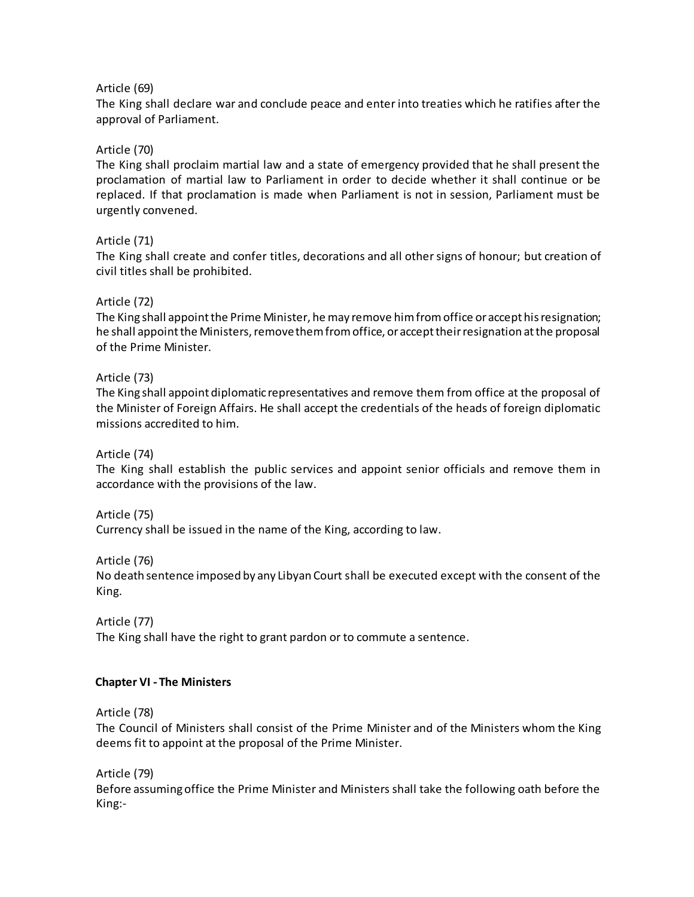Article (69)
The King shall declare war and conclude peace and enter into treaties which he ratifies after the approval of Parliament.

Article (70)
The King shall proclaim martial law and a state of emergency provided that he shall present the proclamation of martial law to Parliament in order to decide whether it shall continue or be replaced. If that proclamation is made when Parliament is not in session, Parliament must be urgently convened.

Article (71)
The King shall create and confer titles, decorations and all other signs of honour; but creation of civil titles shall be prohibited.

Article (72)
The King shall appoint the Prime Minister, he may remove him from office or accept his resignation; he shall appoint the Ministers, remove them from office, or accept their resignation at the proposal of the Prime Minister.

Article (73)
The King shall appoint diplomatic representatives and remove them from office at the proposal of the Minister of Foreign Affairs. He shall accept the credentials of the heads of foreign diplomatic missions accredited to him.

Article (74)
The King shall establish the public services and appoint senior officials and remove them in accordance with the provisions of the law.

Article (75)
Currency shall be issued in the name of the King, according to law.

Article (76)
No death sentence imposed by any Libyan Court shall be executed except with the consent of the King.

Article (77)
The King shall have the right to grant pardon or to commute a sentence.

## Chapter VI - The Ministers

Article (78)
The Council of Ministers shall consist of the Prime Minister and of the Ministers whom the King deems fit to appoint at the proposal of the Prime Minister.

Article (79)
Before assuming office the Prime Minister and Ministers shall take the following oath before the King:-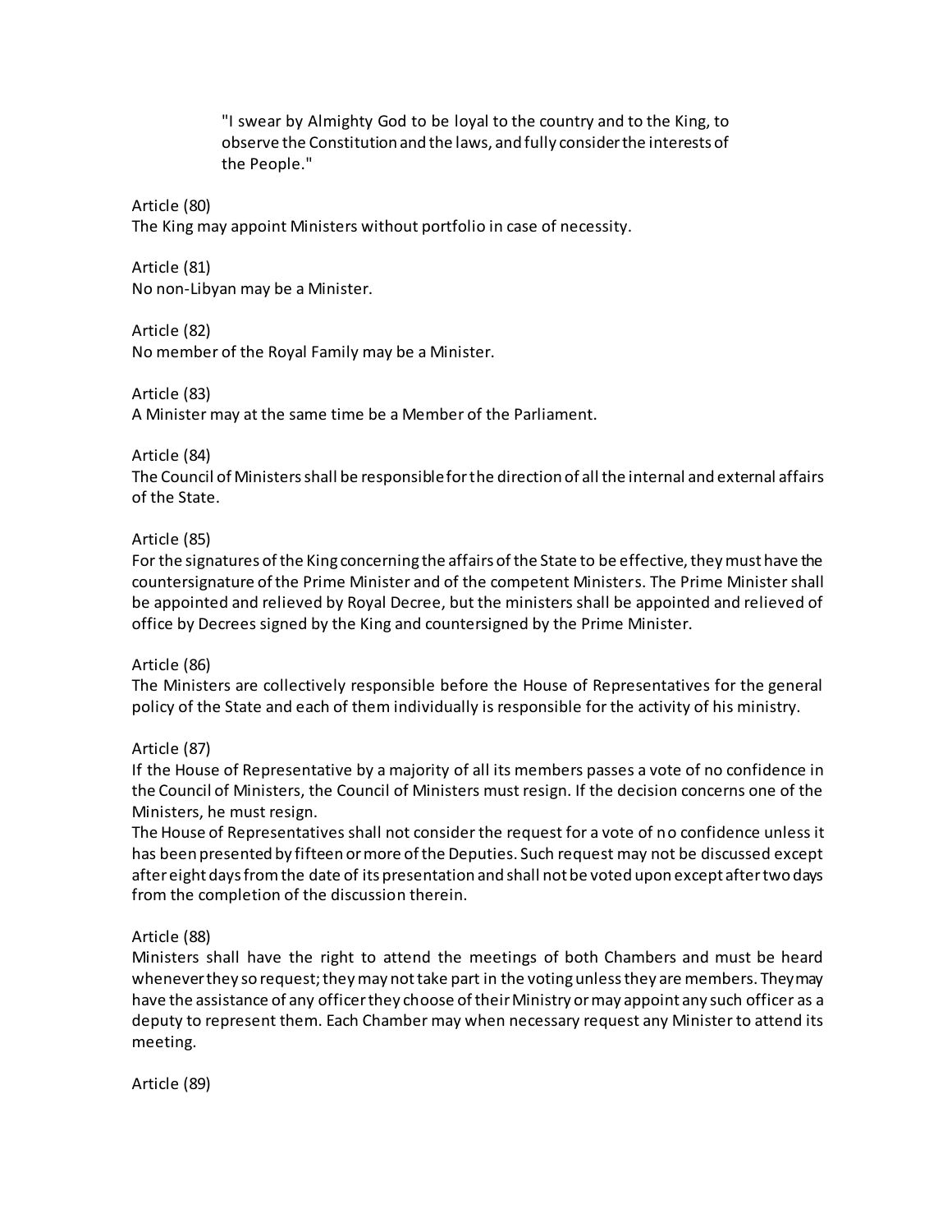> "I swear by Almighty God to be loyal to the country and to the King, to observe the Constitution and the laws, and fully consider the interests of the People."

Article (80)
The King may appoint Ministers without portfolio in case of necessity.

Article (81)
No non-Libyan may be a Minister.

Article (82)
No member of the Royal Family may be a Minister.

Article (83)
A Minister may at the same time be a Member of the Parliament.

Article (84)
The Council of Ministers shall be responsible for the direction of all the internal and external affairs of the State.

Article (85)
For the signatures of the King concerning the affairs of the State to be effective, they must have the countersignature of the Prime Minister and of the competent Ministers. The Prime Minister shall be appointed and relieved by Royal Decree, but the ministers shall be appointed and relieved of office by Decrees signed by the King and countersigned by the Prime Minister.

Article (86)
The Ministers are collectively responsible before the House of Representatives for the general policy of the State and each of them individually is responsible for the activity of his ministry.

Article (87)
If the House of Representative by a majority of all its members passes a vote of no confidence in the Council of Ministers, the Council of Ministers must resign. If the decision concerns one of the Ministers, he must resign.
The House of Representatives shall not consider the request for a vote of no confidence unless it has been presented by fifteen or more of the Deputies. Such request may not be discussed except after eight days from the date of its presentation and shall not be voted upon except after two days from the completion of the discussion therein.

Article (88)
Ministers shall have the right to attend the meetings of both Chambers and must be heard whenever they so request; they may not take part in the voting unless they are members. They may have the assistance of any officer they choose of their Ministry or may appoint any such officer as a deputy to represent them. Each Chamber may when necessary request any Minister to attend its meeting.

Article (89)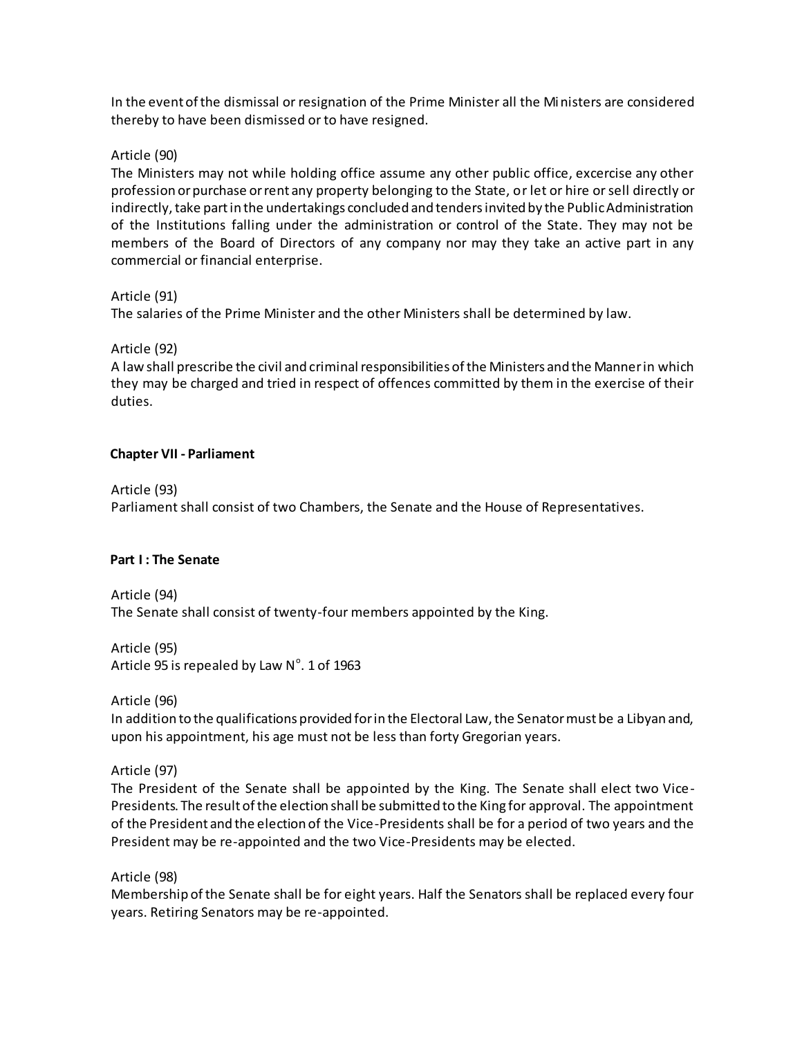In the event of the dismissal or resignation of the Prime Minister all the Ministers are considered thereby to have been dismissed or to have resigned.

Article (90)
The Ministers may not while holding office assume any other public office, excercise any other profession or purchase or rent any property belonging to the State, or let or hire or sell directly or indirectly, take part in the undertakings concluded and tenders invited by the Public Administration of the Institutions falling under the administration or control of the State. They may not be members of the Board of Directors of any company nor may they take an active part in any commercial or financial enterprise.

Article (91)
The salaries of the Prime Minister and the other Ministers shall be determined by law.

Article (92)
A law shall prescribe the civil and criminal responsibilities of the Ministers and the Manner in which they may be charged and tried in respect of offences committed by them in the exercise of their duties.

## Chapter VII - Parliament

Article (93)
Parliament shall consist of two Chambers, the Senate and the House of Representatives.

### Part I : The Senate

Article (94)
The Senate shall consist of twenty-four members appointed by the King.

Article (95)
Article 95 is repealed by Law N°. 1 of 1963

Article (96)
In addition to the qualifications provided for in the Electoral Law, the Senator must be a Libyan and, upon his appointment, his age must not be less than forty Gregorian years.

Article (97)
The President of the Senate shall be appointed by the King. The Senate shall elect two Vice-Presidents. The result of the election shall be submitted to the King for approval. The appointment of the President and the election of the Vice-Presidents shall be for a period of two years and the President may be re-appointed and the two Vice-Presidents may be elected.

Article (98)
Membership of the Senate shall be for eight years. Half the Senators shall be replaced every four years. Retiring Senators may be re-appointed.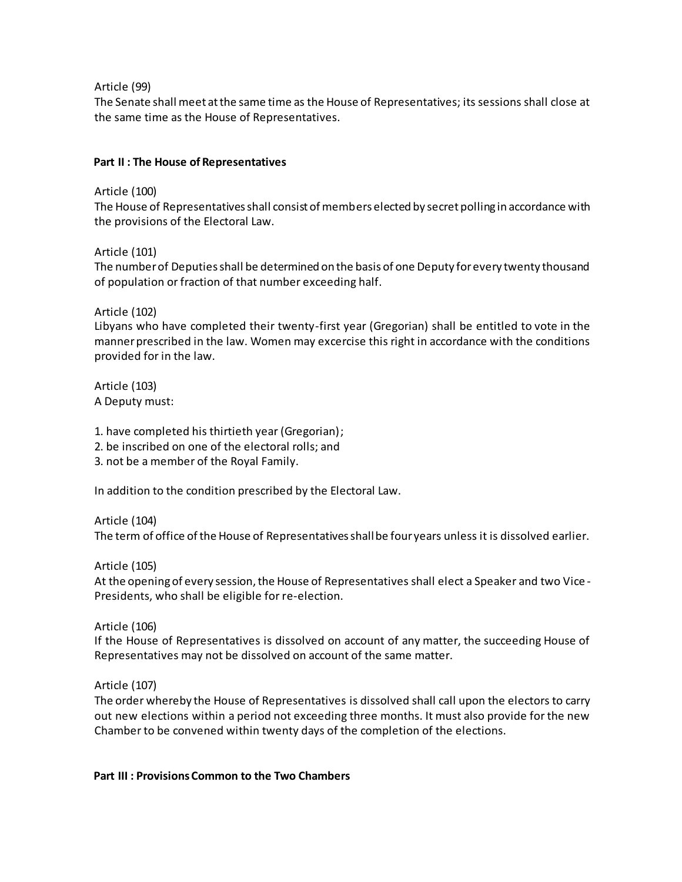Article (99)
The Senate shall meet at the same time as the House of Representatives; its sessions shall close at the same time as the House of Representatives.

## Part II : The House of Representatives

Article (100)
The House of Representatives shall consist of members elected by secret polling in accordance with the provisions of the Electoral Law.

Article (101)
The number of Deputies shall be determined on the basis of one Deputy for every twenty thousand of population or fraction of that number exceeding half.

Article (102)
Libyans who have completed their twenty-first year (Gregorian) shall be entitled to vote in the manner prescribed in the law. Women may excercise this right in accordance with the conditions provided for in the law.

Article (103)
A Deputy must:

1. have completed his thirtieth year (Gregorian);
2. be inscribed on one of the electoral rolls; and
3. not be a member of the Royal Family.

In addition to the condition prescribed by the Electoral Law.

Article (104)
The term of office of the House of Representatives shall be four years unless it is dissolved earlier.

Article (105)
At the opening of every session, the House of Representatives shall elect a Speaker and two Vice-Presidents, who shall be eligible for re-election.

Article (106)
If the House of Representatives is dissolved on account of any matter, the succeeding House of Representatives may not be dissolved on account of the same matter.

Article (107)
The order whereby the House of Representatives is dissolved shall call upon the electors to carry out new elections within a period not exceeding three months. It must also provide for the new Chamber to be convened within twenty days of the completion of the elections.

## Part III : Provisions Common to the Two Chambers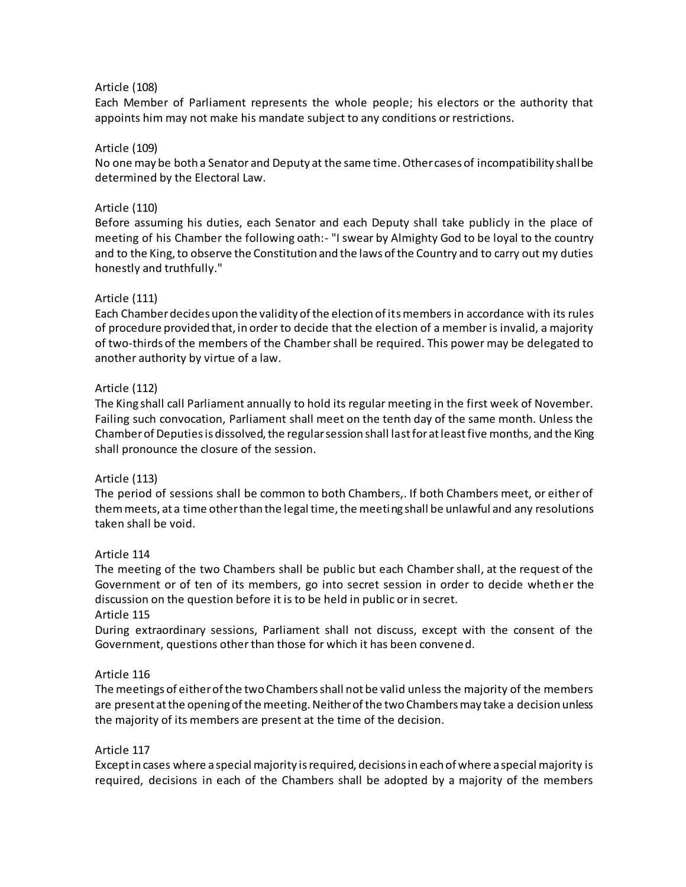Article (108)
Each Member of Parliament represents the whole people; his electors or the authority that appoints him may not make his mandate subject to any conditions or restrictions.

Article (109)
No one may be both a Senator and Deputy at the same time. Other cases of incompatibility shall be determined by the Electoral Law.

Article (110)
Before assuming his duties, each Senator and each Deputy shall take publicly in the place of meeting of his Chamber the following oath:- "I swear by Almighty God to be loyal to the country and to the King, to observe the Constitution and the laws of the Country and to carry out my duties honestly and truthfully."

Article (111)
Each Chamber decides upon the validity of the election of its members in accordance with its rules of procedure provided that, in order to decide that the election of a member is invalid, a majority of two-thirds of the members of the Chamber shall be required. This power may be delegated to another authority by virtue of a law.

Article (112)
The King shall call Parliament annually to hold its regular meeting in the first week of November. Failing such convocation, Parliament shall meet on the tenth day of the same month. Unless the Chamber of Deputies is dissolved, the regular session shall last for at least five months, and the King shall pronounce the closure of the session.

Article (113)
The period of sessions shall be common to both Chambers,. If both Chambers meet, or either of them meets, at a time other than the legal time, the meeting shall be unlawful and any resolutions taken shall be void.

Article 114
The meeting of the two Chambers shall be public but each Chamber shall, at the request of the Government or of ten of its members, go into secret session in order to decide whether the discussion on the question before it is to be held in public or in secret.

Article 115
During extraordinary sessions, Parliament shall not discuss, except with the consent of the Government, questions other than those for which it has been convened.

Article 116
The meetings of either of the two Chambers shall not be valid unless the majority of the members are present at the opening of the meeting. Neither of the two Chambers may take a decision unless the majority of its members are present at the time of the decision.

Article 117
Except in cases where a special majority is required, decisions in each of where a special majority is required, decisions in each of the Chambers shall be adopted by a majority of the members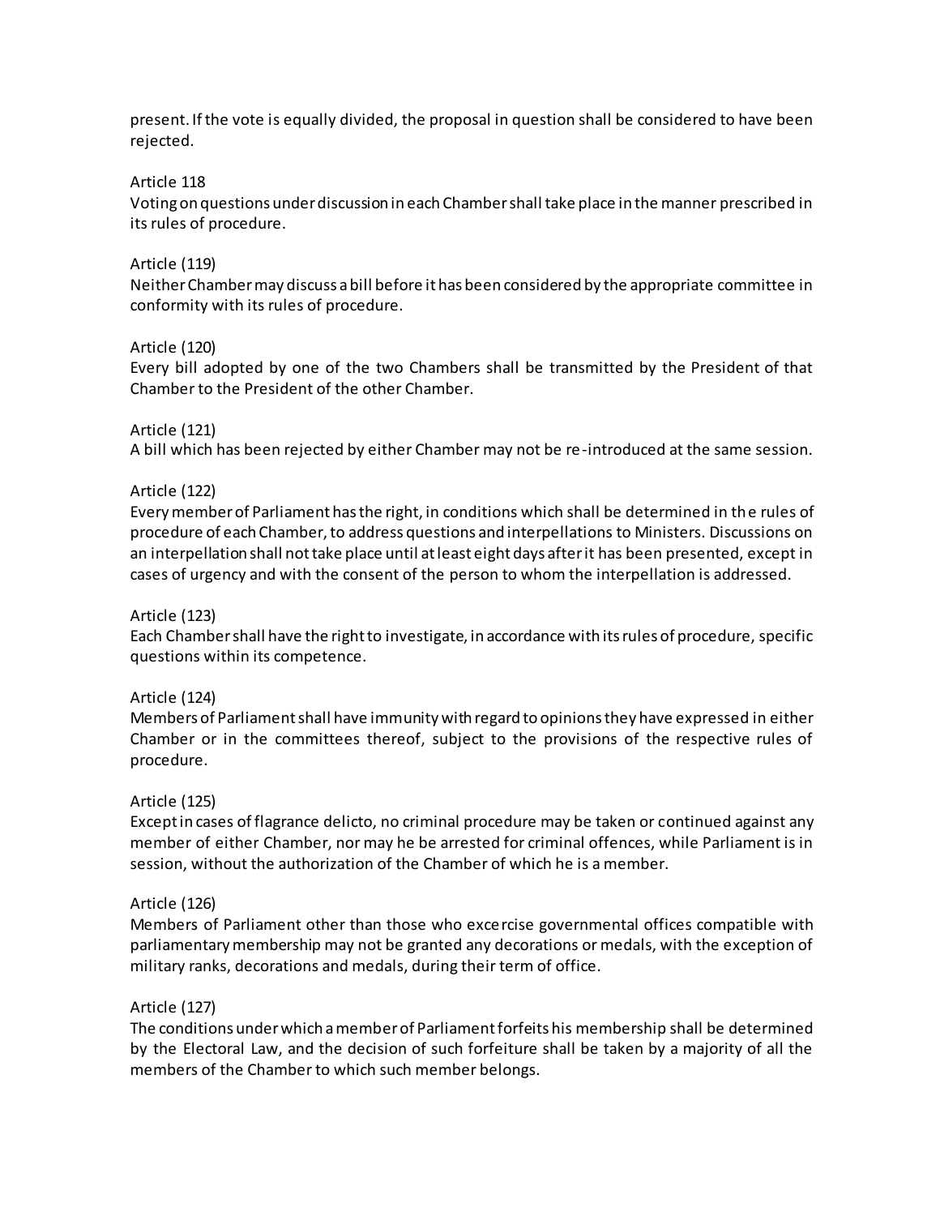present. If the vote is equally divided, the proposal in question shall be considered to have been rejected.

Article 118

Voting on questions under discussion in each Chamber shall take place in the manner prescribed in its rules of procedure.

Article (119)

Neither Chamber may discuss a bill before it has been considered by the appropriate committee in conformity with its rules of procedure.

Article (120)

Every bill adopted by one of the two Chambers shall be transmitted by the President of that Chamber to the President of the other Chamber.

Article (121)

A bill which has been rejected by either Chamber may not be re-introduced at the same session.

Article (122)

Every member of Parliament has the right, in conditions which shall be determined in the rules of procedure of each Chamber, to address questions and interpellations to Ministers. Discussions on an interpellation shall not take place until at least eight days after it has been presented, except in cases of urgency and with the consent of the person to whom the interpellation is addressed.

Article (123)

Each Chamber shall have the right to investigate, in accordance with its rules of procedure, specific questions within its competence.

Article (124)

Members of Parliament shall have immunity with regard to opinions they have expressed in either Chamber or in the committees thereof, subject to the provisions of the respective rules of procedure.

Article (125)

Except in cases of flagrance delicto, no criminal procedure may be taken or continued against any member of either Chamber, nor may he be arrested for criminal offences, while Parliament is in session, without the authorization of the Chamber of which he is a member.

Article (126)

Members of Parliament other than those who excercise governmental offices compatible with parliamentary membership may not be granted any decorations or medals, with the exception of military ranks, decorations and medals, during their term of office.

Article (127)

The conditions under which a member of Parliament forfeits his membership shall be determined by the Electoral Law, and the decision of such forfeiture shall be taken by a majority of all the members of the Chamber to which such member belongs.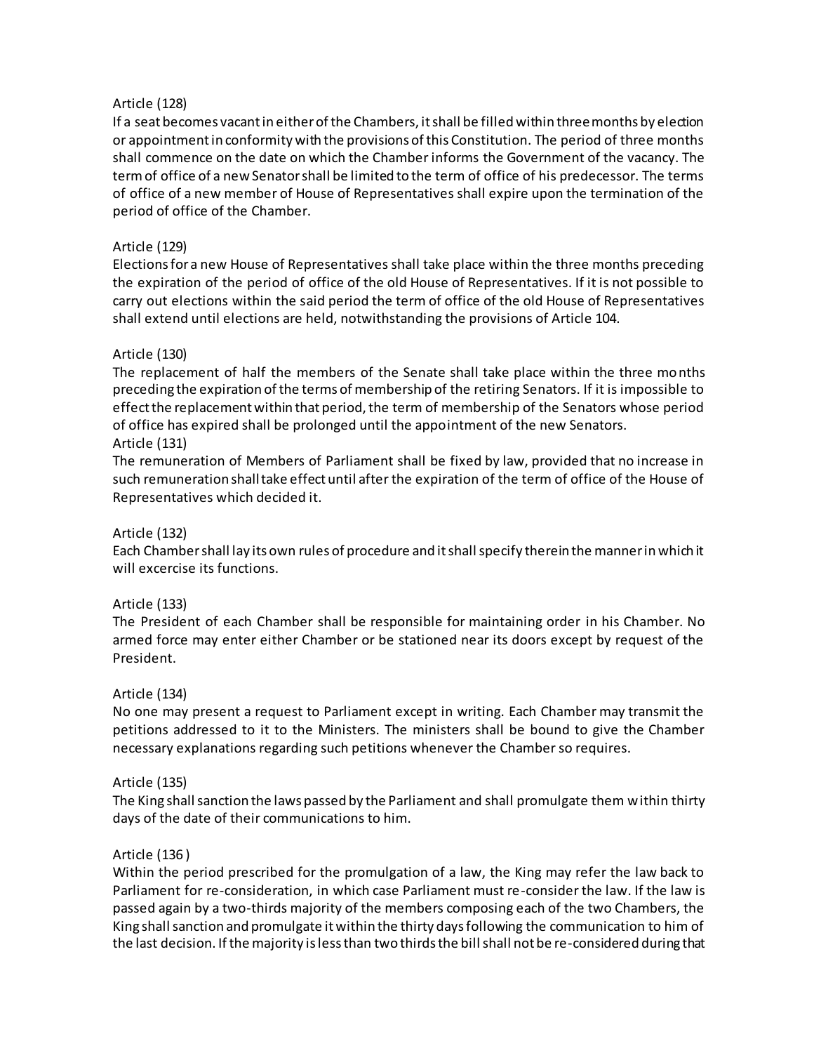Article (128)
If a seat becomes vacant in either of the Chambers, it shall be filled within three months by election or appointment in conformity with the provisions of this Constitution. The period of three months shall commence on the date on which the Chamber informs the Government of the vacancy. The term of office of a new Senator shall be limited to the term of office of his predecessor. The terms of office of a new member of House of Representatives shall expire upon the termination of the period of office of the Chamber.

Article (129)
Elections for a new House of Representatives shall take place within the three months preceding the expiration of the period of office of the old House of Representatives. If it is not possible to carry out elections within the said period the term of office of the old House of Representatives shall extend until elections are held, notwithstanding the provisions of Article 104.

Article (130)
The replacement of half the members of the Senate shall take place within the three months preceding the expiration of the terms of membership of the retiring Senators. If it is impossible to effect the replacement within that period, the term of membership of the Senators whose period of office has expired shall be prolonged until the appointment of the new Senators.

Article (131)
The remuneration of Members of Parliament shall be fixed by law, provided that no increase in such remuneration shall take effect until after the expiration of the term of office of the House of Representatives which decided it.

Article (132)
Each Chamber shall lay its own rules of procedure and it shall specify therein the manner in which it will excercise its functions.

Article (133)
The President of each Chamber shall be responsible for maintaining order in his Chamber. No armed force may enter either Chamber or be stationed near its doors except by request of the President.

Article (134)
No one may present a request to Parliament except in writing. Each Chamber may transmit the petitions addressed to it to the Ministers. The ministers shall be bound to give the Chamber necessary explanations regarding such petitions whenever the Chamber so requires.

Article (135)
The King shall sanction the laws passed by the Parliament and shall promulgate them within thirty days of the date of their communications to him.

Article (136 )
Within the period prescribed for the promulgation of a law, the King may refer the law back to Parliament for re-consideration, in which case Parliament must re-consider the law. If the law is passed again by a two-thirds majority of the members composing each of the two Chambers, the King shall sanction and promulgate it within the thirty days following the communication to him of the last decision. If the majority is less than two thirds the bill shall not be re-considered during that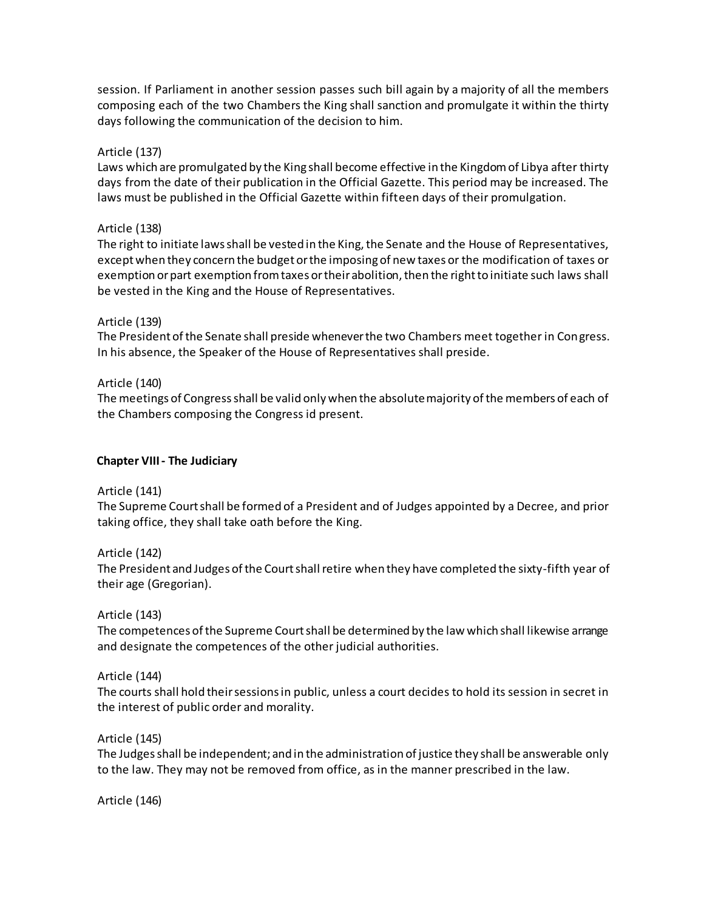session. If Parliament in another session passes such bill again by a majority of all the members composing each of the two Chambers the King shall sanction and promulgate it within the thirty days following the communication of the decision to him.

Article (137)
Laws which are promulgated by the King shall become effective in the Kingdom of Libya after thirty days from the date of their publication in the Official Gazette. This period may be increased. The laws must be published in the Official Gazette within fifteen days of their promulgation.

Article (138)
The right to initiate laws shall be vested in the King, the Senate and the House of Representatives, except when they concern the budget or the imposing of new taxes or the modification of taxes or exemption or part exemption from taxes or their abolition, then the right to initiate such laws shall be vested in the King and the House of Representatives.

Article (139)
The President of the Senate shall preside whenever the two Chambers meet together in Congress. In his absence, the Speaker of the House of Representatives shall preside.

Article (140)
The meetings of Congress shall be valid only when the absolute majority of the members of each of the Chambers composing the Congress id present.

**Chapter VIII - The Judiciary**

Article (141)
The Supreme Court shall be formed of a President and of Judges appointed by a Decree, and prior taking office, they shall take oath before the King.

Article (142)
The President and Judges of the Court shall retire when they have completed the sixty-fifth year of their age (Gregorian).

Article (143)
The competences of the Supreme Court shall be determined by the law which shall likewise arrange and designate the competences of the other judicial authorities.

Article (144)
The courts shall hold their sessions in public, unless a court decides to hold its session in secret in the interest of public order and morality.

Article (145)
The Judges shall be independent; and in the administration of justice they shall be answerable only to the law. They may not be removed from office, as in the manner prescribed in the law.

Article (146)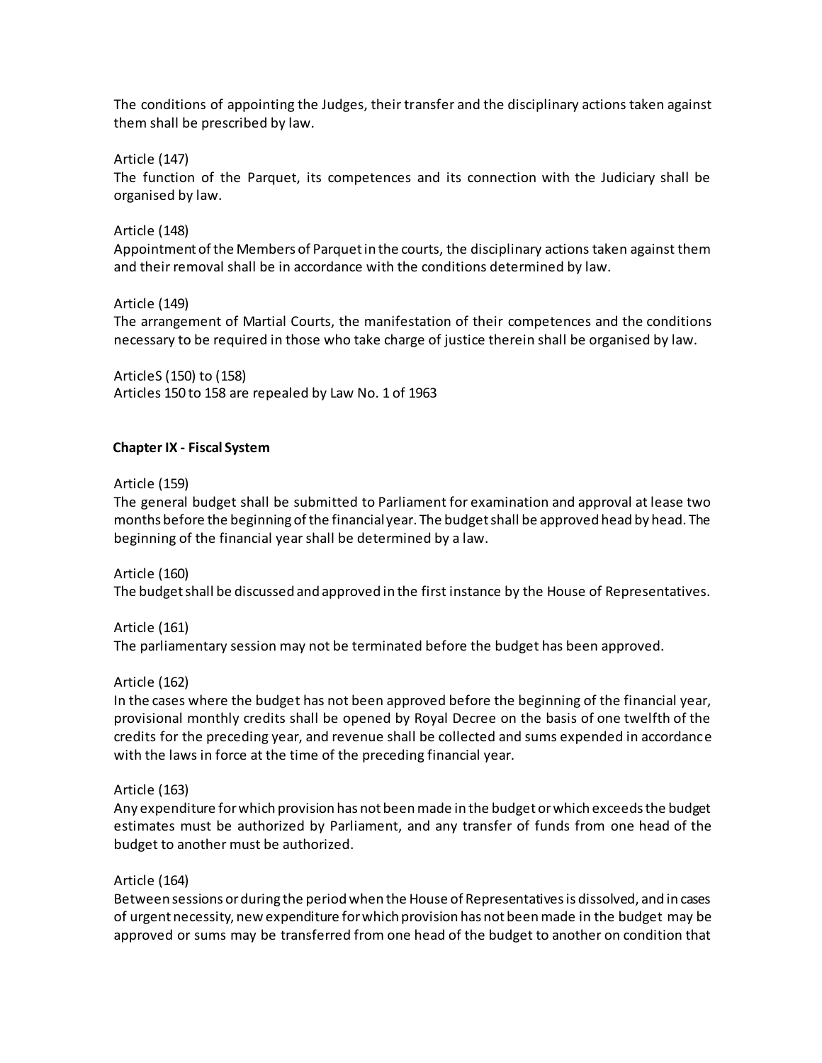The conditions of appointing the Judges, their transfer and the disciplinary actions taken against them shall be prescribed by law.

Article (147)
The function of the Parquet, its competences and its connection with the Judiciary shall be organised by law.

Article (148)
Appointment of the Members of Parquet in the courts, the disciplinary actions taken against them and their removal shall be in accordance with the conditions determined by law.

Article (149)
The arrangement of Martial Courts, the manifestation of their competences and the conditions necessary to be required in those who take charge of justice therein shall be organised by law.

ArticleS (150) to (158)
Articles 150 to 158 are repealed by Law No. 1 of 1963

**Chapter IX - Fiscal System**

Article (159)
The general budget shall be submitted to Parliament for examination and approval at lease two months before the beginning of the financial year. The budget shall be approved head by head. The beginning of the financial year shall be determined by a law.

Article (160)
The budget shall be discussed and approved in the first instance by the House of Representatives.

Article (161)
The parliamentary session may not be terminated before the budget has been approved.

Article (162)
In the cases where the budget has not been approved before the beginning of the financial year, provisional monthly credits shall be opened by Royal Decree on the basis of one twelfth of the credits for the preceding year, and revenue shall be collected and sums expended in accordance with the laws in force at the time of the preceding financial year.

Article (163)
Any expenditure for which provision has not been made in the budget or which exceeds the budget estimates must be authorized by Parliament, and any transfer of funds from one head of the budget to another must be authorized.

Article (164)
Between sessions or during the period when the House of Representatives is dissolved, and in cases of urgent necessity, new expenditure for which provision has not been made in the budget may be approved or sums may be transferred from one head of the budget to another on condition that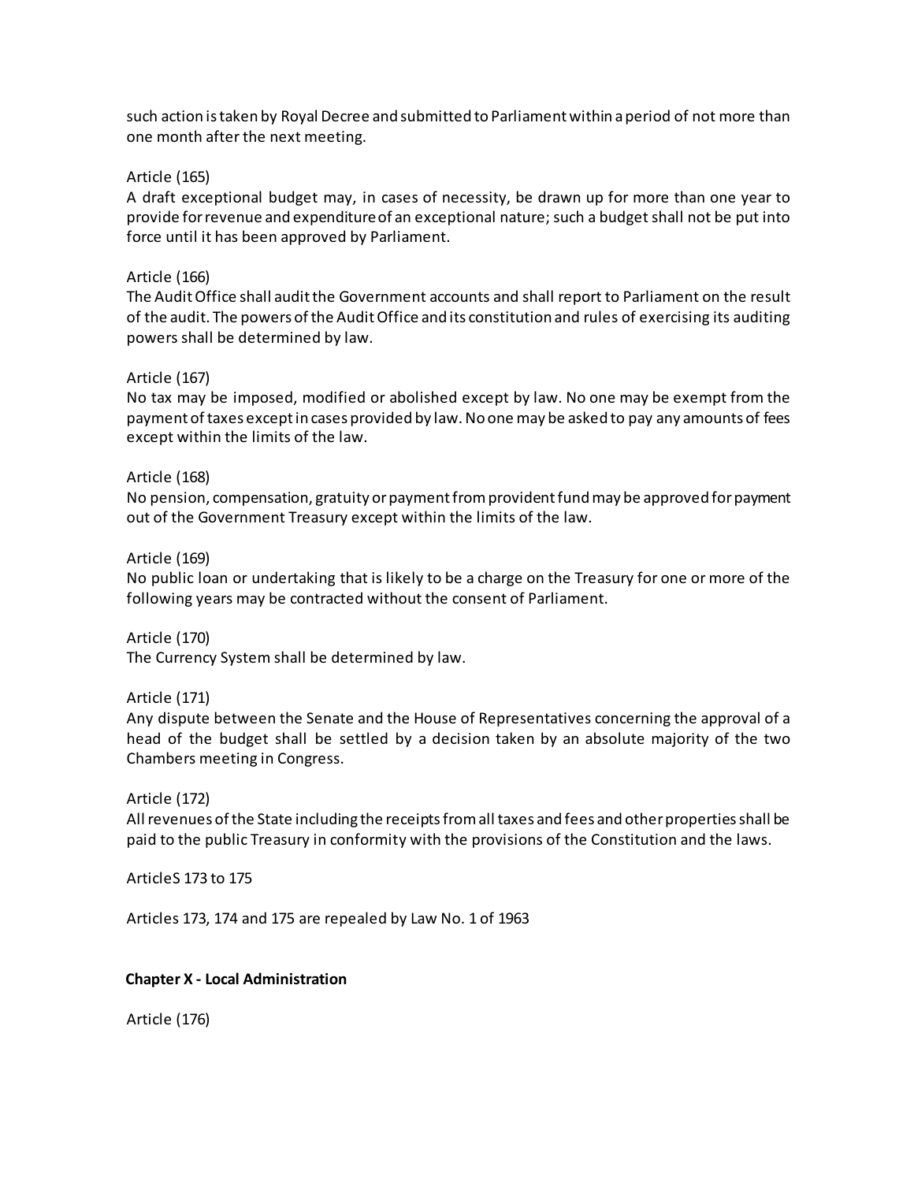such action is taken by Royal Decree and submitted to Parliament within a period of not more than one month after the next meeting.

Article (165)
A draft exceptional budget may, in cases of necessity, be drawn up for more than one year to provide for revenue and expenditure of an exceptional nature; such a budget shall not be put into force until it has been approved by Parliament.

Article (166)
The Audit Office shall audit the Government accounts and shall report to Parliament on the result of the audit. The powers of the Audit Office and its constitution and rules of exercising its auditing powers shall be determined by law.

Article (167)
No tax may be imposed, modified or abolished except by law. No one may be exempt from the payment of taxes except in cases provided by law. No one may be asked to pay any amounts of fees except within the limits of the law.

Article (168)
No pension, compensation, gratuity or payment from provident fund may be approved for payment out of the Government Treasury except within the limits of the law.

Article (169)
No public loan or undertaking that is likely to be a charge on the Treasury for one or more of the following years may be contracted without the consent of Parliament.

Article (170)
The Currency System shall be determined by law.

Article (171)
Any dispute between the Senate and the House of Representatives concerning the approval of a head of the budget shall be settled by a decision taken by an absolute majority of the two Chambers meeting in Congress.

Article (172)
All revenues of the State including the receipts from all taxes and fees and other properties shall be paid to the public Treasury in conformity with the provisions of the Constitution and the laws.

ArticleS 173 to 175

Articles 173, 174 and 175 are repealed by Law No. 1 of 1963

**Chapter X - Local Administration**

Article (176)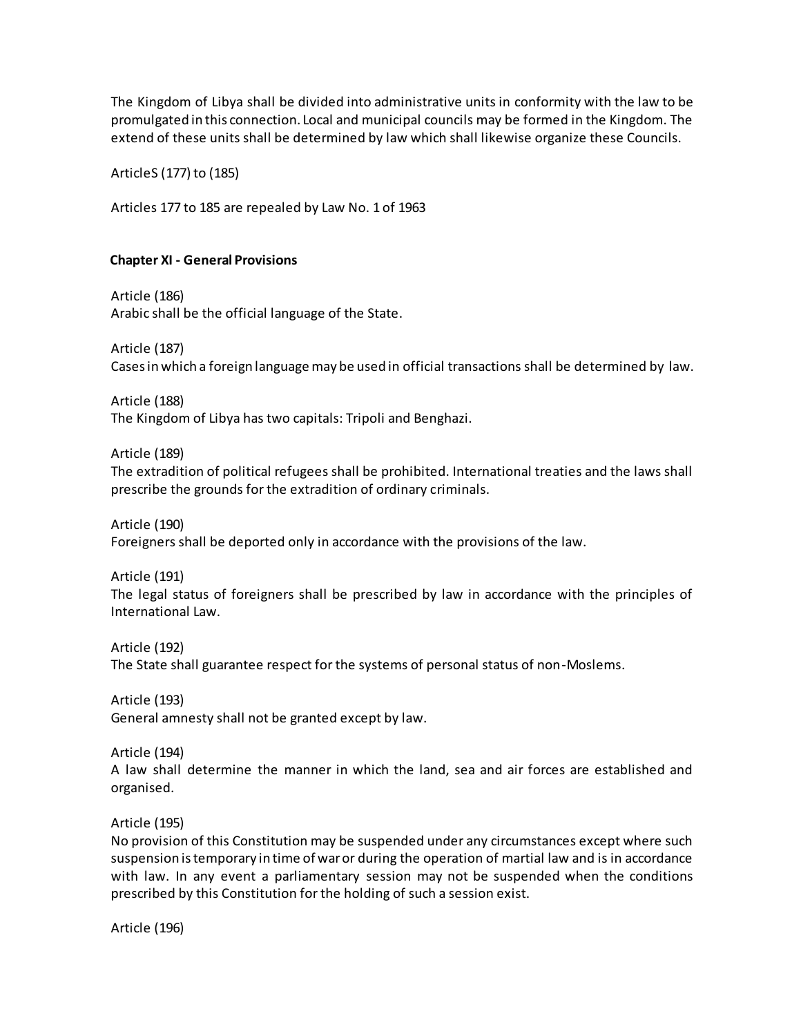The Kingdom of Libya shall be divided into administrative units in conformity with the law to be promulgated in this connection. Local and municipal councils may be formed in the Kingdom. The extend of these units shall be determined by law which shall likewise organize these Councils.

ArticleS (177) to (185)

Articles 177 to 185 are repealed by Law No. 1 of 1963

## Chapter XI - General Provisions

Article (186)
Arabic shall be the official language of the State.

Article (187)
Cases in which a foreign language may be used in official transactions shall be determined by law.

Article (188)
The Kingdom of Libya has two capitals: Tripoli and Benghazi.

Article (189)
The extradition of political refugees shall be prohibited. International treaties and the laws shall prescribe the grounds for the extradition of ordinary criminals.

Article (190)
Foreigners shall be deported only in accordance with the provisions of the law.

Article (191)
The legal status of foreigners shall be prescribed by law in accordance with the principles of International Law.

Article (192)
The State shall guarantee respect for the systems of personal status of non-Moslems.

Article (193)
General amnesty shall not be granted except by law.

Article (194)
A law shall determine the manner in which the land, sea and air forces are established and organised.

Article (195)
No provision of this Constitution may be suspended under any circumstances except where such suspension is temporary in time of war or during the operation of martial law and is in accordance with law. In any event a parliamentary session may not be suspended when the conditions prescribed by this Constitution for the holding of such a session exist.

Article (196)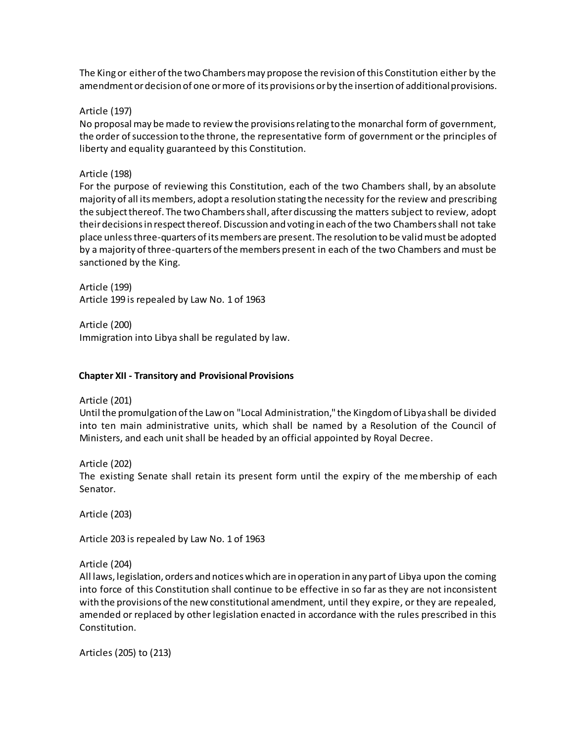The King or either of the two Chambers may propose the revision of this Constitution either by the amendment or decision of one or more of its provisions or by the insertion of additional provisions.

Article (197)
No proposal may be made to review the provisions relating to the monarchal form of government, the order of succession to the throne, the representative form of government or the principles of liberty and equality guaranteed by this Constitution.

Article (198)
For the purpose of reviewing this Constitution, each of the two Chambers shall, by an absolute majority of all its members, adopt a resolution stating the necessity for the review and prescribing the subject thereof. The two Chambers shall, after discussing the matters subject to review, adopt their decisions in respect thereof. Discussion and voting in each of the two Chambers shall not take place unless three-quarters of its members are present. The resolution to be valid must be adopted by a majority of three-quarters of the members present in each of the two Chambers and must be sanctioned by the King.

Article (199)
Article 199 is repealed by Law No. 1 of 1963

Article (200)
Immigration into Libya shall be regulated by law.

### Chapter XII - Transitory and Provisional Provisions

Article (201)
Until the promulgation of the Law on "Local Administration," the Kingdom of Libya shall be divided into ten main administrative units, which shall be named by a Resolution of the Council of Ministers, and each unit shall be headed by an official appointed by Royal Decree.

Article (202)
The existing Senate shall retain its present form until the expiry of the membership of each Senator.

Article (203)

Article 203 is repealed by Law No. 1 of 1963

Article (204)
All laws, legislation, orders and notices which are in operation in any part of Libya upon the coming into force of this Constitution shall continue to be effective in so far as they are not inconsistent with the provisions of the new constitutional amendment, until they expire, or they are repealed, amended or replaced by other legislation enacted in accordance with the rules prescribed in this Constitution.

Articles (205) to (213)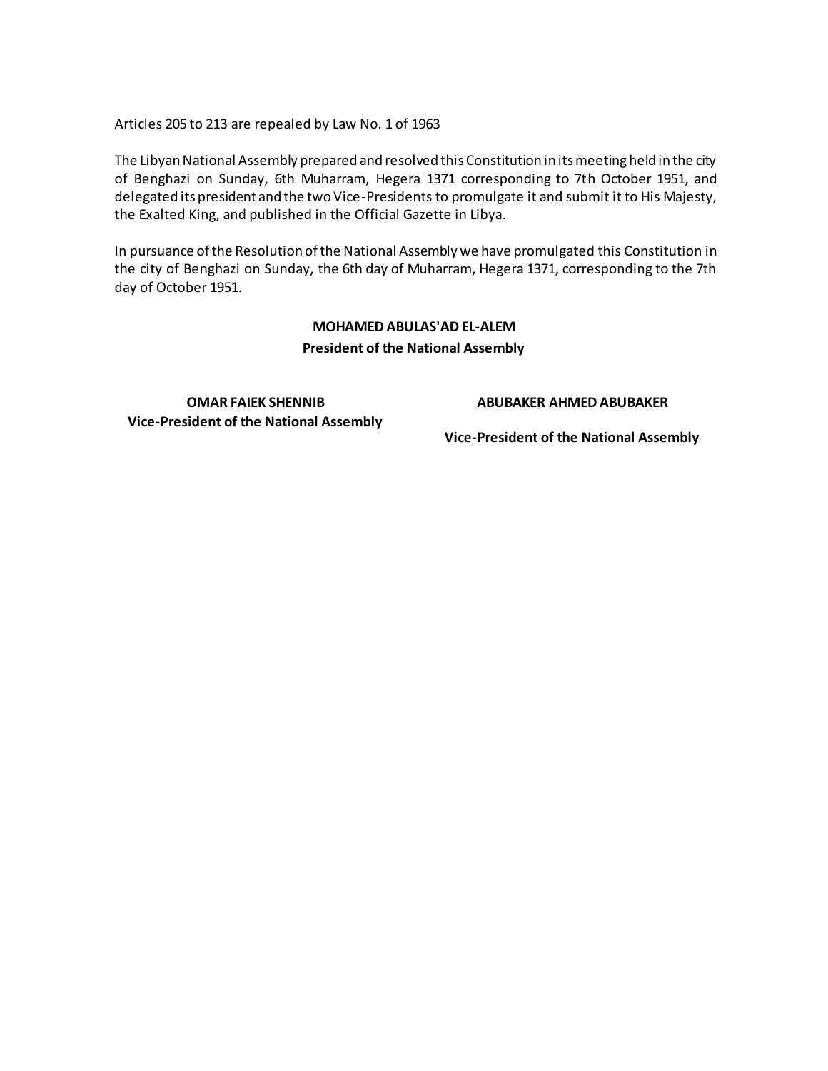Articles 205 to 213 are repealed by Law No. 1 of 1963

The Libyan National Assembly prepared and resolved this Constitution in its meeting held in the city of Benghazi on Sunday, 6th Muharram, Hegera 1371 corresponding to 7th October 1951, and delegated its president and the two Vice-Presidents to promulgate it and submit it to His Majesty, the Exalted King, and published in the Official Gazette in Libya.

In pursuance of the Resolution of the National Assembly we have promulgated this Constitution in the city of Benghazi on Sunday, the 6th day of Muharram, Hegera 1371, corresponding to the 7th day of October 1951.

**MOHAMED ABULAS'AD EL-ALEM**
**President of the National Assembly**

**OMAR FAIEK SHENNIB**
**Vice-President of the National Assembly**

**ABUBAKER AHMED ABUBAKER**
**Vice-President of the National Assembly**